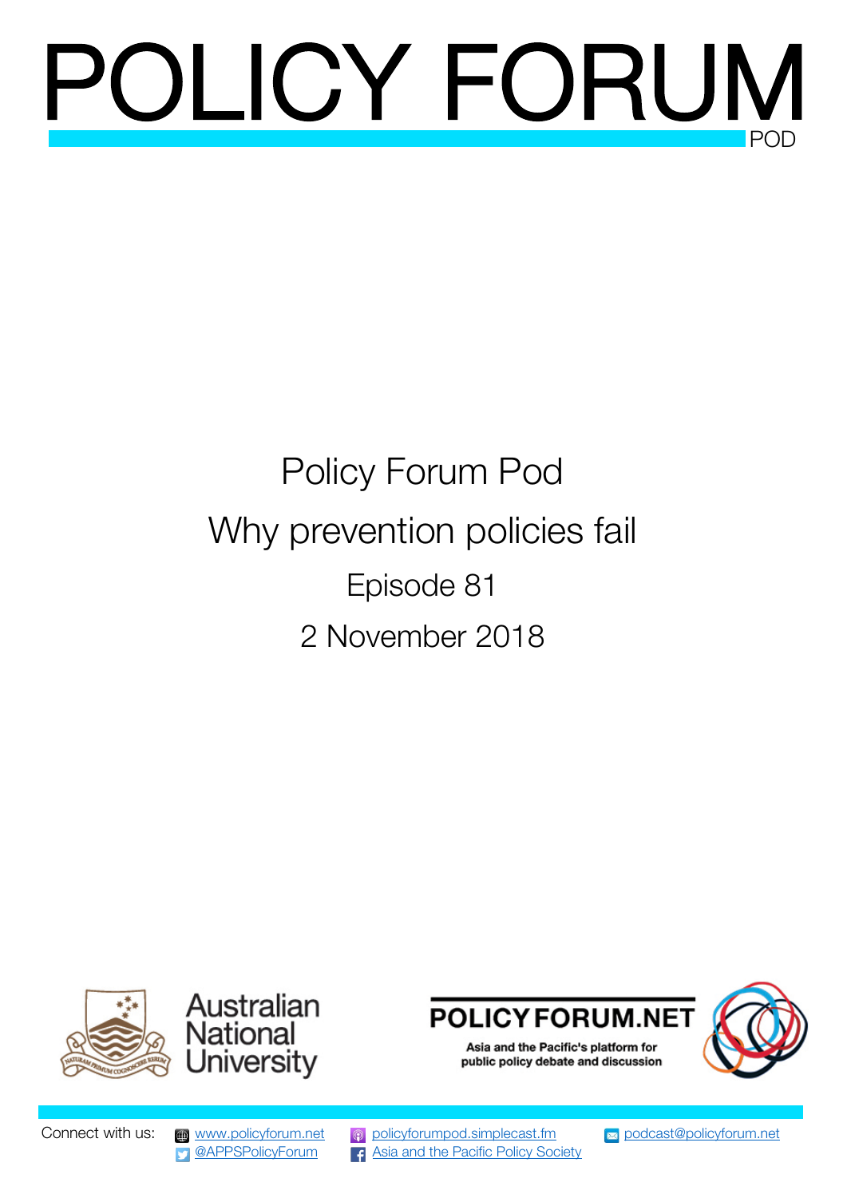# POLICY FORUM

POD

Policy Forum Pod

Why prevention policies fail

Episode 81

2 November 2018

Australian National University

POLICYFORUM.NET

Asia and the Pacific's platform for public policy debate and discussion

Connect with us: www.policyforum.net @APPSPolicyForum policyforumpod.simplecast.fm Asia and the Pacific Policy Society podcast@policyforum.net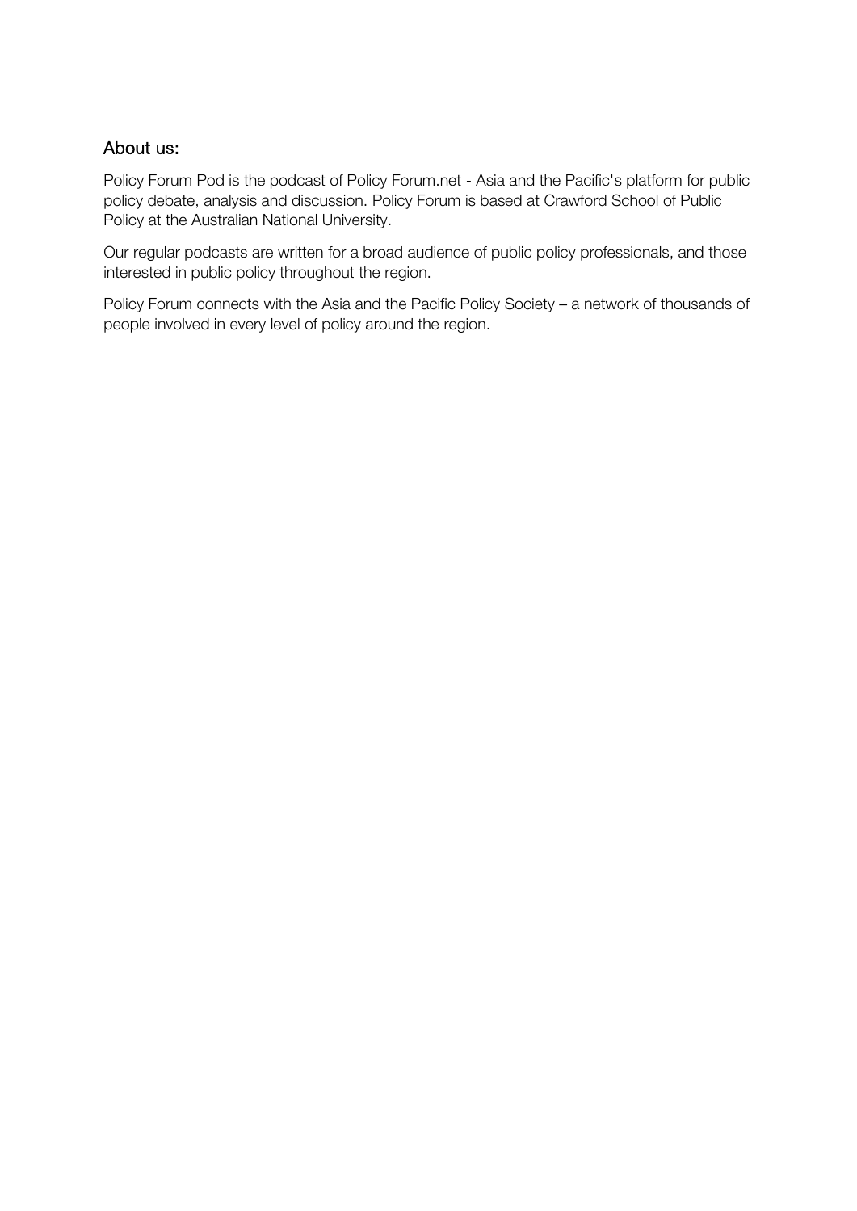## About us:

Policy Forum Pod is the podcast of Policy Forum.net - Asia and the Pacific's platform for public policy debate, analysis and discussion. Policy Forum is based at Crawford School of Public Policy at the Australian National University.

Our regular podcasts are written for a broad audience of public policy professionals, and those interested in public policy throughout the region.

Policy Forum connects with the Asia and the Pacific Policy Society – a network of thousands of people involved in every level of policy around the region.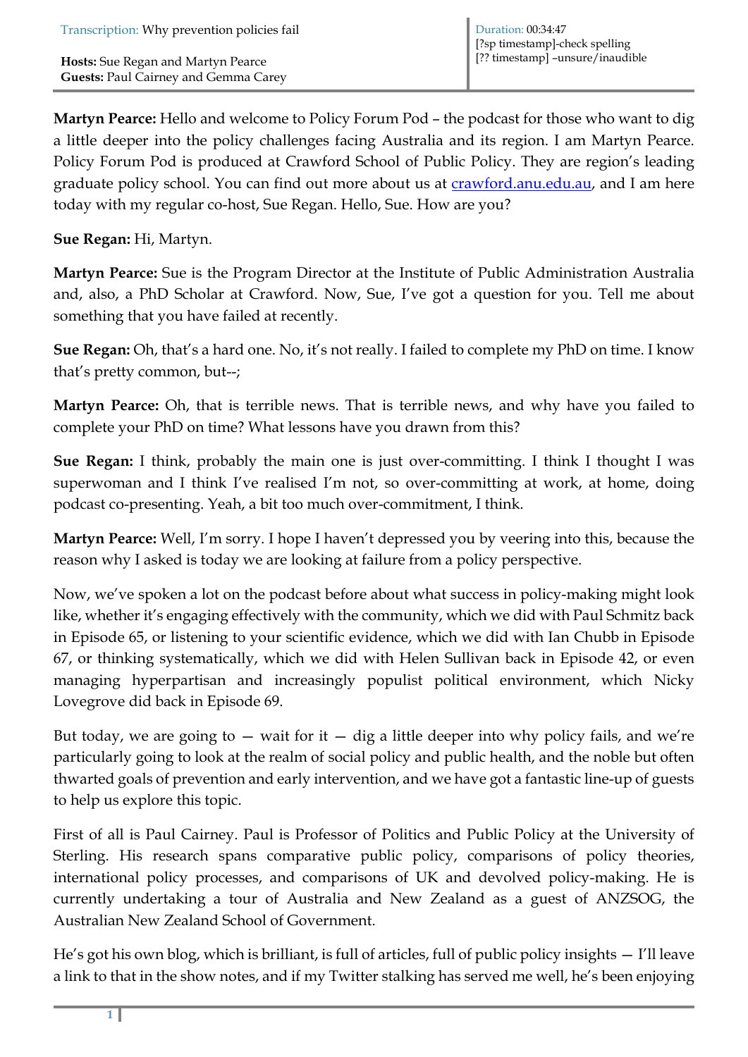**Martyn Pearce:** Hello and welcome to Policy Forum Pod – the podcast for those who want to dig a little deeper into the policy challenges facing Australia and its region. I am Martyn Pearce. Policy Forum Pod is produced at Crawford School of Public Policy. They are region's leading graduate policy school. You can find out more about us at crawford.anu.edu.au, and I am here today with my regular co-host, Sue Regan. Hello, Sue. How are you?

**Sue Regan:** Hi, Martyn.

**Martyn Pearce:** Sue is the Program Director at the Institute of Public Administration Australia and, also, a PhD Scholar at Crawford. Now, Sue, I've got a question for you. Tell me about something that you have failed at recently.

**Sue Regan:** Oh, that's a hard one. No, it's not really. I failed to complete my PhD on time. I know that's pretty common, but--;

**Martyn Pearce:** Oh, that is terrible news. That is terrible news, and why have you failed to complete your PhD on time? What lessons have you drawn from this?

**Sue Regan:** I think, probably the main one is just over-committing. I think I thought I was superwoman and I think I've realised I'm not, so over-committing at work, at home, doing podcast co-presenting. Yeah, a bit too much over-commitment, I think.

**Martyn Pearce:** Well, I'm sorry. I hope I haven't depressed you by veering into this, because the reason why I asked is today we are looking at failure from a policy perspective.

Now, we've spoken a lot on the podcast before about what success in policy-making might look like, whether it's engaging effectively with the community, which we did with Paul Schmitz back in Episode 65, or listening to your scientific evidence, which we did with Ian Chubb in Episode 67, or thinking systematically, which we did with Helen Sullivan back in Episode 42, or even managing hyperpartisan and increasingly populist political environment, which Nicky Lovegrove did back in Episode 69.

But today, we are going to — wait for it — dig a little deeper into why policy fails, and we're particularly going to look at the realm of social policy and public health, and the noble but often thwarted goals of prevention and early intervention, and we have got a fantastic line-up of guests to help us explore this topic.

First of all is Paul Cairney. Paul is Professor of Politics and Public Policy at the University of Sterling. His research spans comparative public policy, comparisons of policy theories, international policy processes, and comparisons of UK and devolved policy-making. He is currently undertaking a tour of Australia and New Zealand as a guest of ANZSOG, the Australian New Zealand School of Government.

He's got his own blog, which is brilliant, is full of articles, full of public policy insights — I'll leave a link to that in the show notes, and if my Twitter stalking has served me well, he's been enjoying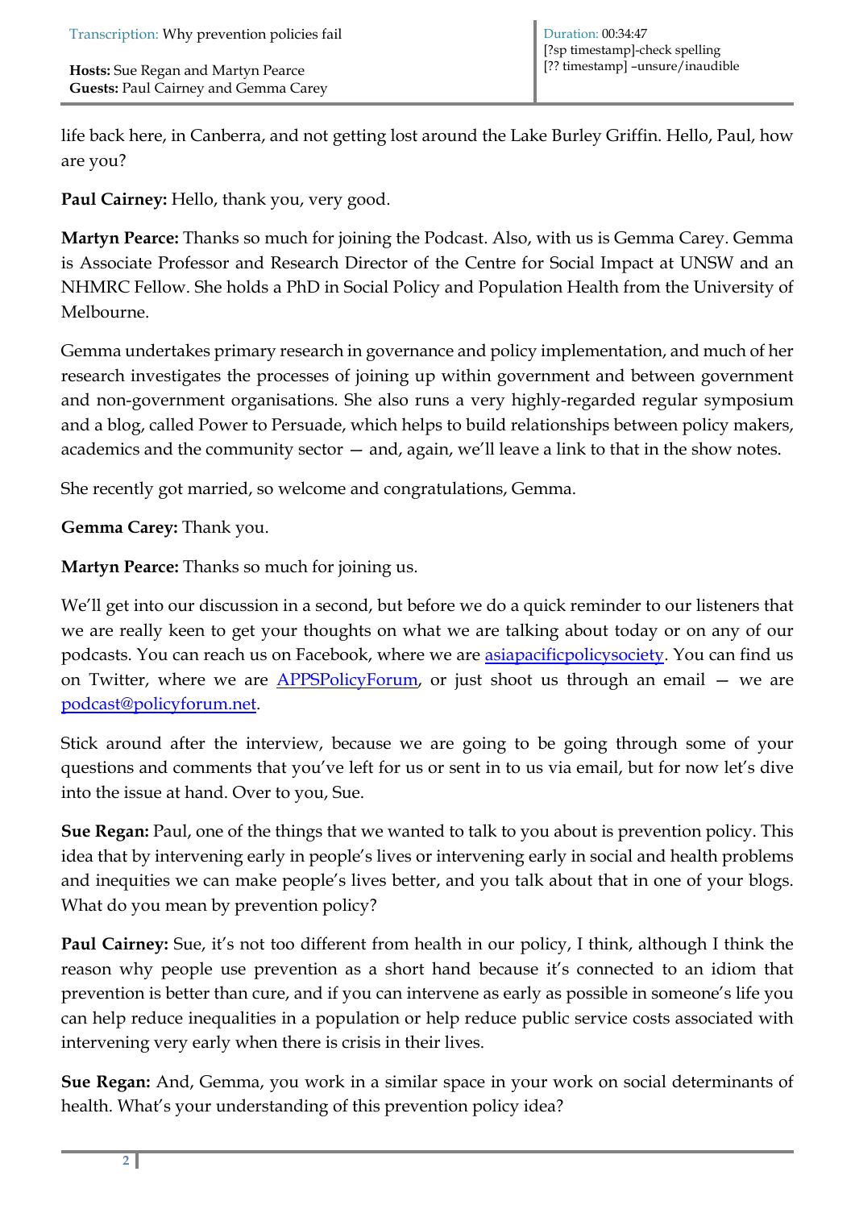life back here, in Canberra, and not getting lost around the Lake Burley Griffin. Hello, Paul, how are you?

**Paul Cairney:** Hello, thank you, very good.

**Martyn Pearce:** Thanks so much for joining the Podcast. Also, with us is Gemma Carey. Gemma is Associate Professor and Research Director of the Centre for Social Impact at UNSW and an NHMRC Fellow. She holds a PhD in Social Policy and Population Health from the University of Melbourne.

Gemma undertakes primary research in governance and policy implementation, and much of her research investigates the processes of joining up within government and between government and non-government organisations. She also runs a very highly-regarded regular symposium and a blog, called Power to Persuade, which helps to build relationships between policy makers, academics and the community sector — and, again, we'll leave a link to that in the show notes.

She recently got married, so welcome and congratulations, Gemma.

**Gemma Carey:** Thank you.

**Martyn Pearce:** Thanks so much for joining us.

We'll get into our discussion in a second, but before we do a quick reminder to our listeners that we are really keen to get your thoughts on what we are talking about today or on any of our podcasts. You can reach us on Facebook, where we are asiapacificpolicysociety. You can find us on Twitter, where we are APPSPolicyForum, or just shoot us through an email — we are podcast@policyforum.net.

Stick around after the interview, because we are going to be going through some of your questions and comments that you've left for us or sent in to us via email, but for now let's dive into the issue at hand. Over to you, Sue.

**Sue Regan:** Paul, one of the things that we wanted to talk to you about is prevention policy. This idea that by intervening early in people's lives or intervening early in social and health problems and inequities we can make people's lives better, and you talk about that in one of your blogs. What do you mean by prevention policy?

**Paul Cairney:** Sue, it's not too different from health in our policy, I think, although I think the reason why people use prevention as a short hand because it's connected to an idiom that prevention is better than cure, and if you can intervene as early as possible in someone's life you can help reduce inequalities in a population or help reduce public service costs associated with intervening very early when there is crisis in their lives.

**Sue Regan:** And, Gemma, you work in a similar space in your work on social determinants of health. What's your understanding of this prevention policy idea?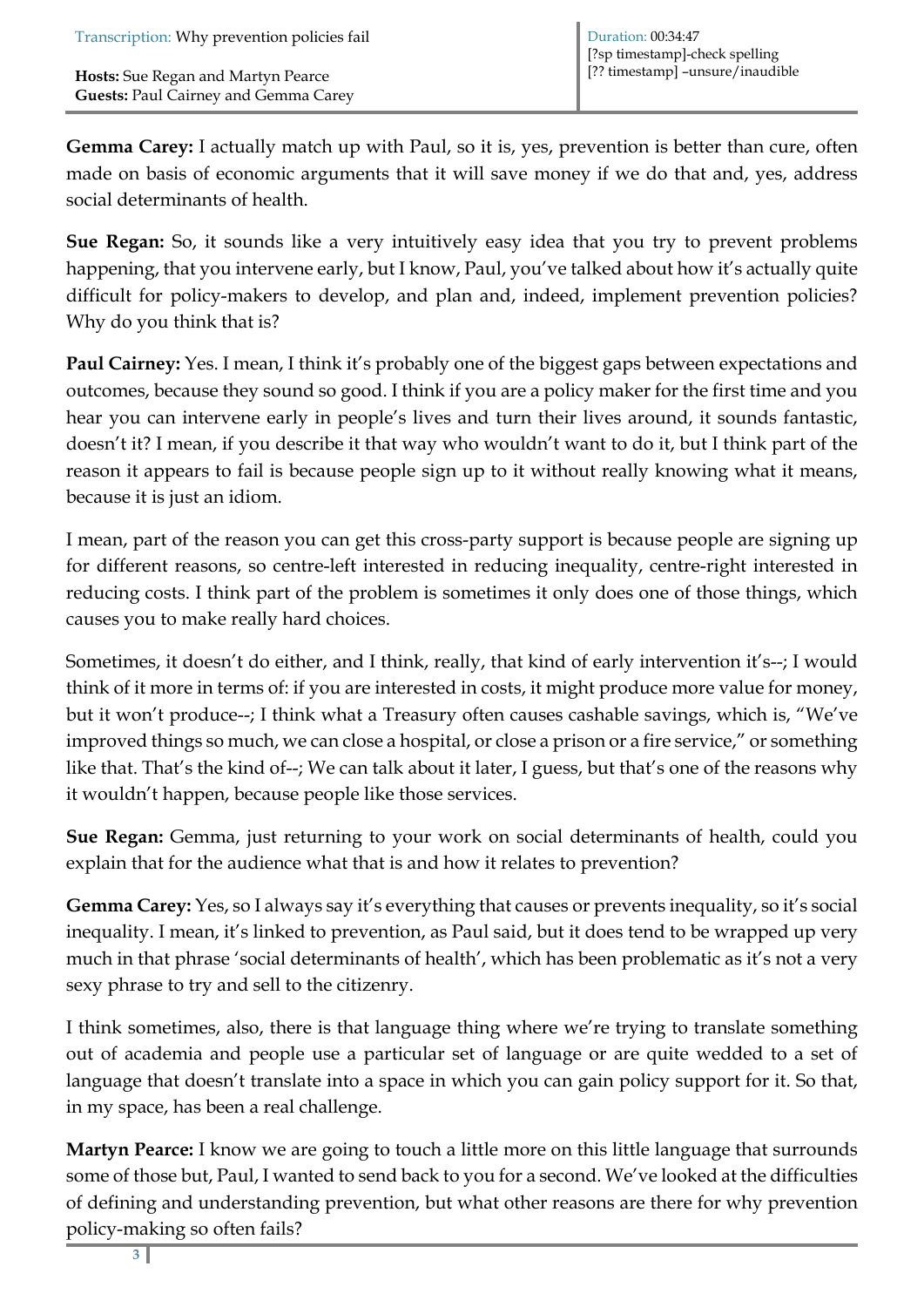**Gemma Carey:** I actually match up with Paul, so it is, yes, prevention is better than cure, often made on basis of economic arguments that it will save money if we do that and, yes, address social determinants of health.

**Sue Regan:** So, it sounds like a very intuitively easy idea that you try to prevent problems happening, that you intervene early, but I know, Paul, you've talked about how it's actually quite difficult for policy-makers to develop, and plan and, indeed, implement prevention policies? Why do you think that is?

**Paul Cairney:** Yes. I mean, I think it's probably one of the biggest gaps between expectations and outcomes, because they sound so good. I think if you are a policy maker for the first time and you hear you can intervene early in people's lives and turn their lives around, it sounds fantastic, doesn't it? I mean, if you describe it that way who wouldn't want to do it, but I think part of the reason it appears to fail is because people sign up to it without really knowing what it means, because it is just an idiom.

I mean, part of the reason you can get this cross-party support is because people are signing up for different reasons, so centre-left interested in reducing inequality, centre-right interested in reducing costs. I think part of the problem is sometimes it only does one of those things, which causes you to make really hard choices.

Sometimes, it doesn't do either, and I think, really, that kind of early intervention it's--; I would think of it more in terms of: if you are interested in costs, it might produce more value for money, but it won't produce--; I think what a Treasury often causes cashable savings, which is, "We've improved things so much, we can close a hospital, or close a prison or a fire service," or something like that. That's the kind of--; We can talk about it later, I guess, but that's one of the reasons why it wouldn't happen, because people like those services.

**Sue Regan:** Gemma, just returning to your work on social determinants of health, could you explain that for the audience what that is and how it relates to prevention?

**Gemma Carey:** Yes, so I always say it's everything that causes or prevents inequality, so it's social inequality. I mean, it's linked to prevention, as Paul said, but it does tend to be wrapped up very much in that phrase 'social determinants of health', which has been problematic as it's not a very sexy phrase to try and sell to the citizenry.

I think sometimes, also, there is that language thing where we're trying to translate something out of academia and people use a particular set of language or are quite wedded to a set of language that doesn't translate into a space in which you can gain policy support for it. So that, in my space, has been a real challenge.

**Martyn Pearce:** I know we are going to touch a little more on this little language that surrounds some of those but, Paul, I wanted to send back to you for a second. We've looked at the difficulties of defining and understanding prevention, but what other reasons are there for why prevention policy-making so often fails?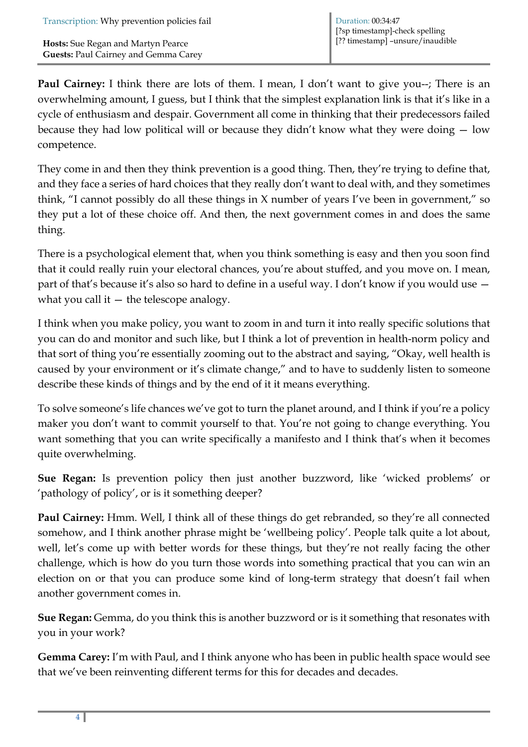**Paul Cairney:** I think there are lots of them. I mean, I don't want to give you--; There is an overwhelming amount, I guess, but I think that the simplest explanation link is that it's like in a cycle of enthusiasm and despair. Government all come in thinking that their predecessors failed because they had low political will or because they didn't know what they were doing — low competence.

They come in and then they think prevention is a good thing. Then, they're trying to define that, and they face a series of hard choices that they really don't want to deal with, and they sometimes think, "I cannot possibly do all these things in X number of years I've been in government," so they put a lot of these choice off. And then, the next government comes in and does the same thing.

There is a psychological element that, when you think something is easy and then you soon find that it could really ruin your electoral chances, you're about stuffed, and you move on. I mean, part of that's because it's also so hard to define in a useful way. I don't know if you would use — what you call it — the telescope analogy.

I think when you make policy, you want to zoom in and turn it into really specific solutions that you can do and monitor and such like, but I think a lot of prevention in health-norm policy and that sort of thing you're essentially zooming out to the abstract and saying, "Okay, well health is caused by your environment or it's climate change," and to have to suddenly listen to someone describe these kinds of things and by the end of it it means everything.

To solve someone's life chances we've got to turn the planet around, and I think if you're a policy maker you don't want to commit yourself to that. You're not going to change everything. You want something that you can write specifically a manifesto and I think that's when it becomes quite overwhelming.

**Sue Regan:** Is prevention policy then just another buzzword, like 'wicked problems' or 'pathology of policy', or is it something deeper?

**Paul Cairney:** Hmm. Well, I think all of these things do get rebranded, so they're all connected somehow, and I think another phrase might be 'wellbeing policy'. People talk quite a lot about, well, let's come up with better words for these things, but they're not really facing the other challenge, which is how do you turn those words into something practical that you can win an election on or that you can produce some kind of long-term strategy that doesn't fail when another government comes in.

**Sue Regan:** Gemma, do you think this is another buzzword or is it something that resonates with you in your work?

**Gemma Carey:** I'm with Paul, and I think anyone who has been in public health space would see that we've been reinventing different terms for this for decades and decades.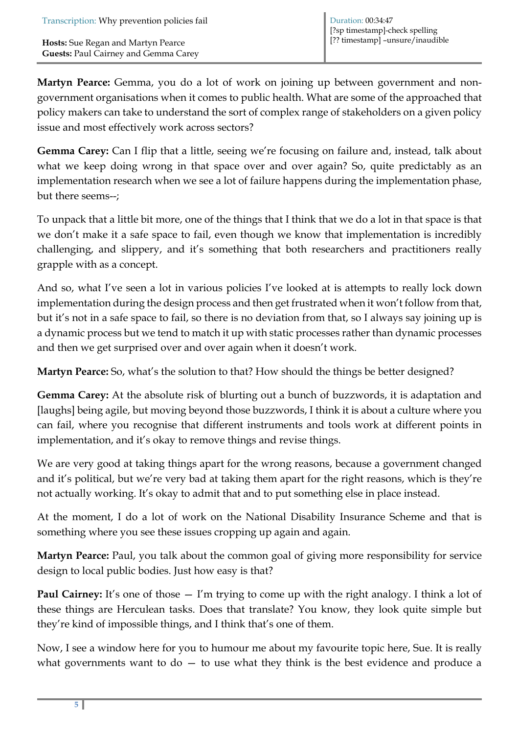**Martyn Pearce:** Gemma, you do a lot of work on joining up between government and non-government organisations when it comes to public health. What are some of the approached that policy makers can take to understand the sort of complex range of stakeholders on a given policy issue and most effectively work across sectors?

**Gemma Carey:** Can I flip that a little, seeing we're focusing on failure and, instead, talk about what we keep doing wrong in that space over and over again? So, quite predictably as an implementation research when we see a lot of failure happens during the implementation phase, but there seems--;

To unpack that a little bit more, one of the things that I think that we do a lot in that space is that we don't make it a safe space to fail, even though we know that implementation is incredibly challenging, and slippery, and it's something that both researchers and practitioners really grapple with as a concept.

And so, what I've seen a lot in various policies I've looked at is attempts to really lock down implementation during the design process and then get frustrated when it won't follow from that, but it's not in a safe space to fail, so there is no deviation from that, so I always say joining up is a dynamic process but we tend to match it up with static processes rather than dynamic processes and then we get surprised over and over again when it doesn't work.

**Martyn Pearce:** So, what's the solution to that? How should the things be better designed?

**Gemma Carey:** At the absolute risk of blurting out a bunch of buzzwords, it is adaptation and [laughs] being agile, but moving beyond those buzzwords, I think it is about a culture where you can fail, where you recognise that different instruments and tools work at different points in implementation, and it's okay to remove things and revise things.

We are very good at taking things apart for the wrong reasons, because a government changed and it's political, but we're very bad at taking them apart for the right reasons, which is they're not actually working. It's okay to admit that and to put something else in place instead.

At the moment, I do a lot of work on the National Disability Insurance Scheme and that is something where you see these issues cropping up again and again.

**Martyn Pearce:** Paul, you talk about the common goal of giving more responsibility for service design to local public bodies. Just how easy is that?

**Paul Cairney:** It's one of those — I'm trying to come up with the right analogy. I think a lot of these things are Herculean tasks. Does that translate? You know, they look quite simple but they're kind of impossible things, and I think that's one of them.

Now, I see a window here for you to humour me about my favourite topic here, Sue. It is really what governments want to do — to use what they think is the best evidence and produce a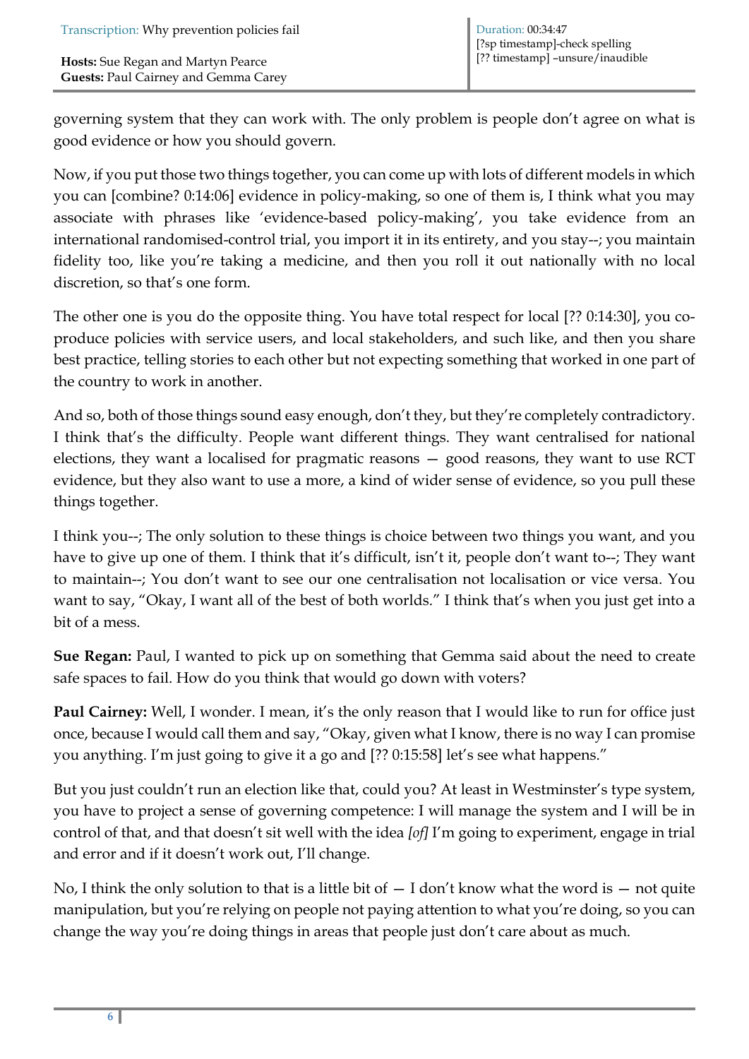governing system that they can work with. The only problem is people don't agree on what is good evidence or how you should govern.

Now, if you put those two things together, you can come up with lots of different models in which you can [combine? 0:14:06] evidence in policy-making, so one of them is, I think what you may associate with phrases like 'evidence-based policy-making', you take evidence from an international randomised-control trial, you import it in its entirety, and you stay--; you maintain fidelity too, like you're taking a medicine, and then you roll it out nationally with no local discretion, so that's one form.

The other one is you do the opposite thing. You have total respect for local [?? 0:14:30], you co-produce policies with service users, and local stakeholders, and such like, and then you share best practice, telling stories to each other but not expecting something that worked in one part of the country to work in another.

And so, both of those things sound easy enough, don't they, but they're completely contradictory. I think that's the difficulty. People want different things. They want centralised for national elections, they want a localised for pragmatic reasons — good reasons, they want to use RCT evidence, but they also want to use a more, a kind of wider sense of evidence, so you pull these things together.

I think you--; The only solution to these things is choice between two things you want, and you have to give up one of them. I think that it's difficult, isn't it, people don't want to--; They want to maintain--; You don't want to see our one centralisation not localisation or vice versa. You want to say, "Okay, I want all of the best of both worlds." I think that's when you just get into a bit of a mess.

**Sue Regan:** Paul, I wanted to pick up on something that Gemma said about the need to create safe spaces to fail. How do you think that would go down with voters?

**Paul Cairney:** Well, I wonder. I mean, it's the only reason that I would like to run for office just once, because I would call them and say, "Okay, given what I know, there is no way I can promise you anything. I'm just going to give it a go and [?? 0:15:58] let's see what happens."

But you just couldn't run an election like that, could you? At least in Westminster's type system, you have to project a sense of governing competence: I will manage the system and I will be in control of that, and that doesn't sit well with the idea *[of]* I'm going to experiment, engage in trial and error and if it doesn't work out, I'll change.

No, I think the only solution to that is a little bit of — I don't know what the word is — not quite manipulation, but you're relying on people not paying attention to what you're doing, so you can change the way you're doing things in areas that people just don't care about as much.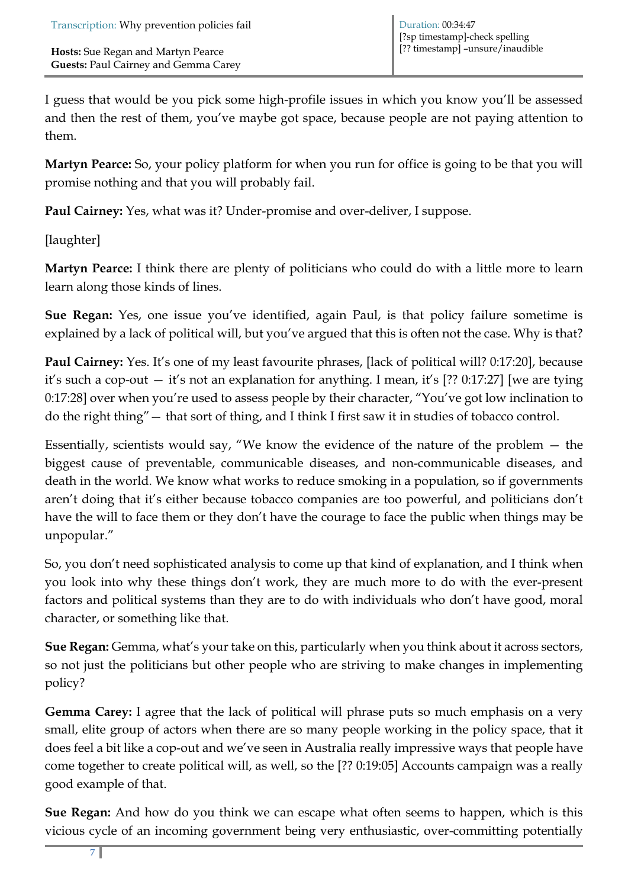I guess that would be you pick some high-profile issues in which you know you'll be assessed and then the rest of them, you've maybe got space, because people are not paying attention to them.

**Martyn Pearce:** So, your policy platform for when you run for office is going to be that you will promise nothing and that you will probably fail.

**Paul Cairney:** Yes, what was it? Under-promise and over-deliver, I suppose.

[laughter]

**Martyn Pearce:** I think there are plenty of politicians who could do with a little more to learn learn along those kinds of lines.

**Sue Regan:** Yes, one issue you've identified, again Paul, is that policy failure sometime is explained by a lack of political will, but you've argued that this is often not the case. Why is that?

**Paul Cairney:** Yes. It's one of my least favourite phrases, [lack of political will? 0:17:20], because it's such a cop-out — it's not an explanation for anything. I mean, it's [?? 0:17:27] [we are tying 0:17:28] over when you're used to assess people by their character, "You've got low inclination to do the right thing"— that sort of thing, and I think I first saw it in studies of tobacco control.

Essentially, scientists would say, "We know the evidence of the nature of the problem — the biggest cause of preventable, communicable diseases, and non-communicable diseases, and death in the world. We know what works to reduce smoking in a population, so if governments aren't doing that it's either because tobacco companies are too powerful, and politicians don't have the will to face them or they don't have the courage to face the public when things may be unpopular."

So, you don't need sophisticated analysis to come up that kind of explanation, and I think when you look into why these things don't work, they are much more to do with the ever-present factors and political systems than they are to do with individuals who don't have good, moral character, or something like that.

**Sue Regan:** Gemma, what's your take on this, particularly when you think about it across sectors, so not just the politicians but other people who are striving to make changes in implementing policy?

**Gemma Carey:** I agree that the lack of political will phrase puts so much emphasis on a very small, elite group of actors when there are so many people working in the policy space, that it does feel a bit like a cop-out and we've seen in Australia really impressive ways that people have come together to create political will, as well, so the [?? 0:19:05] Accounts campaign was a really good example of that.

**Sue Regan:** And how do you think we can escape what often seems to happen, which is this vicious cycle of an incoming government being very enthusiastic, over-committing potentially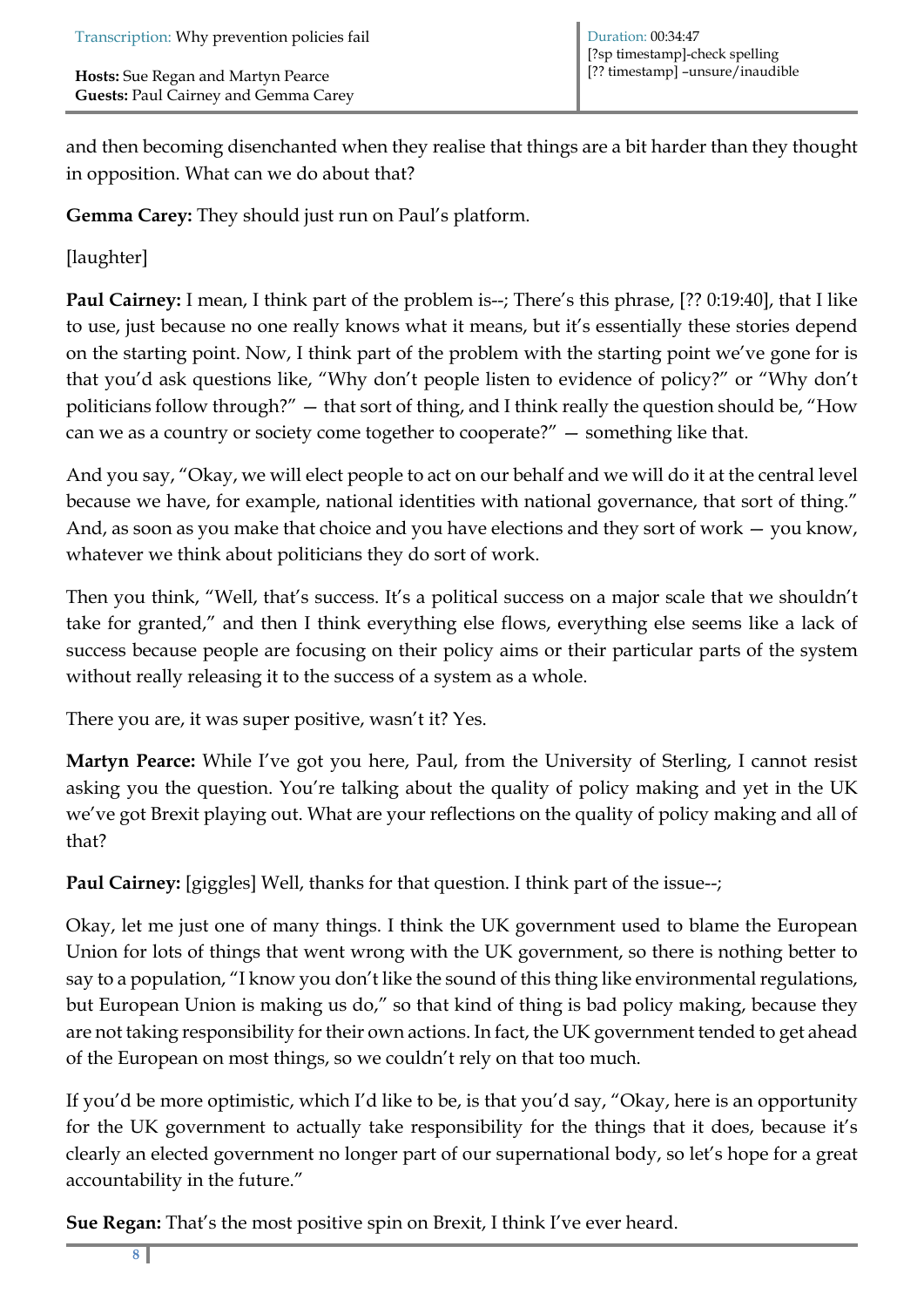and then becoming disenchanted when they realise that things are a bit harder than they thought in opposition. What can we do about that?

**Gemma Carey:** They should just run on Paul's platform.

[laughter]

**Paul Cairney:** I mean, I think part of the problem is--; There's this phrase, [?? 0:19:40], that I like to use, just because no one really knows what it means, but it's essentially these stories depend on the starting point. Now, I think part of the problem with the starting point we've gone for is that you'd ask questions like, "Why don't people listen to evidence of policy?" or "Why don't politicians follow through?" — that sort of thing, and I think really the question should be, "How can we as a country or society come together to cooperate?" — something like that.

And you say, "Okay, we will elect people to act on our behalf and we will do it at the central level because we have, for example, national identities with national governance, that sort of thing." And, as soon as you make that choice and you have elections and they sort of work — you know, whatever we think about politicians they do sort of work.

Then you think, "Well, that's success. It's a political success on a major scale that we shouldn't take for granted," and then I think everything else flows, everything else seems like a lack of success because people are focusing on their policy aims or their particular parts of the system without really releasing it to the success of a system as a whole.

There you are, it was super positive, wasn't it? Yes.

**Martyn Pearce:** While I've got you here, Paul, from the University of Sterling, I cannot resist asking you the question. You're talking about the quality of policy making and yet in the UK we've got Brexit playing out. What are your reflections on the quality of policy making and all of that?

**Paul Cairney:** [giggles] Well, thanks for that question. I think part of the issue--;

Okay, let me just one of many things. I think the UK government used to blame the European Union for lots of things that went wrong with the UK government, so there is nothing better to say to a population, "I know you don't like the sound of this thing like environmental regulations, but European Union is making us do," so that kind of thing is bad policy making, because they are not taking responsibility for their own actions. In fact, the UK government tended to get ahead of the European on most things, so we couldn't rely on that too much.

If you'd be more optimistic, which I'd like to be, is that you'd say, "Okay, here is an opportunity for the UK government to actually take responsibility for the things that it does, because it's clearly an elected government no longer part of our supernational body, so let's hope for a great accountability in the future."

**Sue Regan:** That's the most positive spin on Brexit, I think I've ever heard.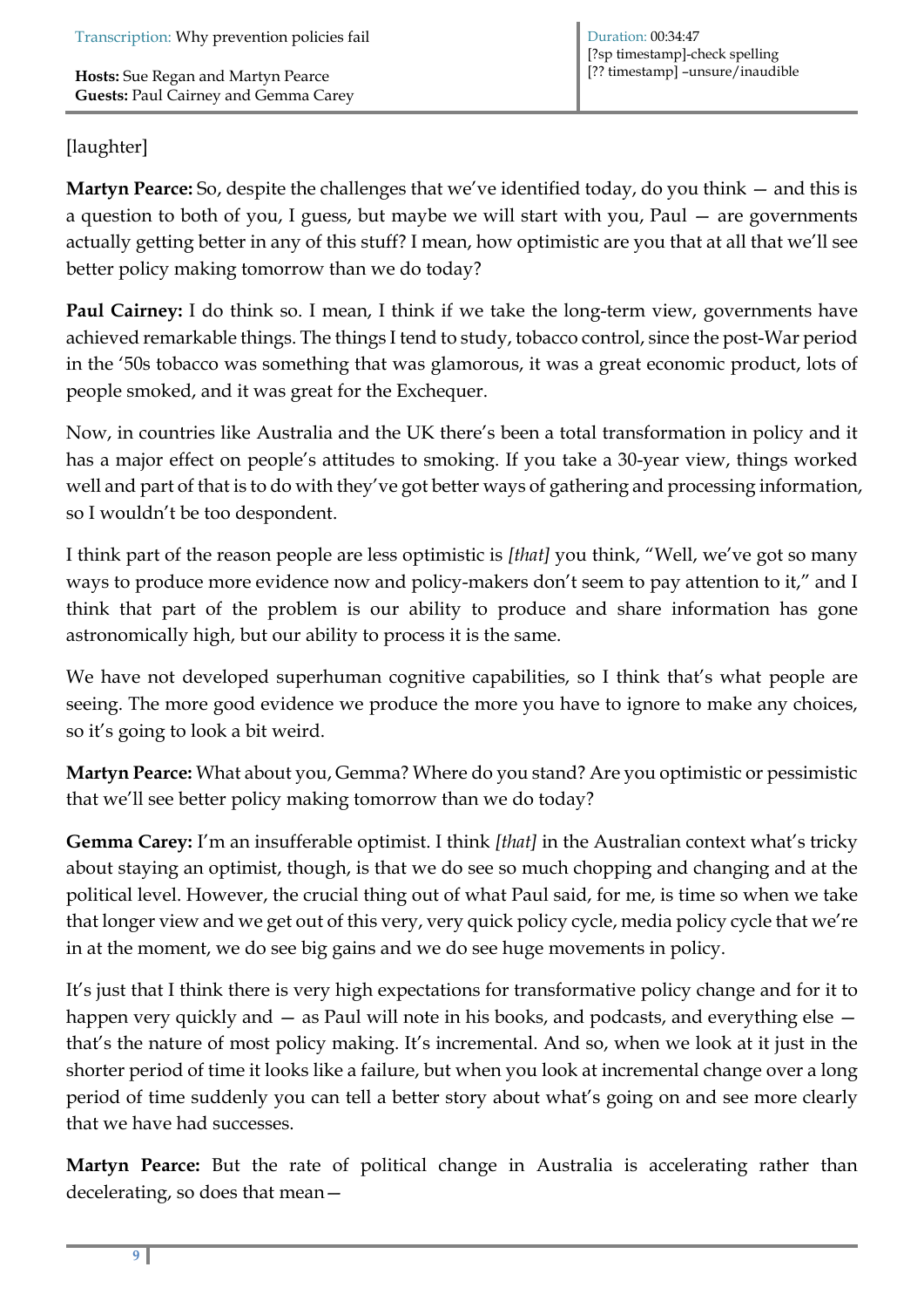[laughter]

**Martyn Pearce:** So, despite the challenges that we've identified today, do you think — and this is a question to both of you, I guess, but maybe we will start with you, Paul — are governments actually getting better in any of this stuff? I mean, how optimistic are you that at all that we'll see better policy making tomorrow than we do today?

**Paul Cairney:** I do think so. I mean, I think if we take the long-term view, governments have achieved remarkable things. The things I tend to study, tobacco control, since the post-War period in the '50s tobacco was something that was glamorous, it was a great economic product, lots of people smoked, and it was great for the Exchequer.

Now, in countries like Australia and the UK there's been a total transformation in policy and it has a major effect on people's attitudes to smoking. If you take a 30-year view, things worked well and part of that is to do with they've got better ways of gathering and processing information, so I wouldn't be too despondent.

I think part of the reason people are less optimistic is *[that]* you think, "Well, we've got so many ways to produce more evidence now and policy-makers don't seem to pay attention to it," and I think that part of the problem is our ability to produce and share information has gone astronomically high, but our ability to process it is the same.

We have not developed superhuman cognitive capabilities, so I think that's what people are seeing. The more good evidence we produce the more you have to ignore to make any choices, so it's going to look a bit weird.

**Martyn Pearce:** What about you, Gemma? Where do you stand? Are you optimistic or pessimistic that we'll see better policy making tomorrow than we do today?

**Gemma Carey:** I'm an insufferable optimist. I think *[that]* in the Australian context what's tricky about staying an optimist, though, is that we do see so much chopping and changing and at the political level. However, the crucial thing out of what Paul said, for me, is time so when we take that longer view and we get out of this very, very quick policy cycle, media policy cycle that we're in at the moment, we do see big gains and we do see huge movements in policy.

It's just that I think there is very high expectations for transformative policy change and for it to happen very quickly and — as Paul will note in his books, and podcasts, and everything else — that's the nature of most policy making. It's incremental. And so, when we look at it just in the shorter period of time it looks like a failure, but when you look at incremental change over a long period of time suddenly you can tell a better story about what's going on and see more clearly that we have had successes.

**Martyn Pearce:** But the rate of political change in Australia is accelerating rather than decelerating, so does that mean—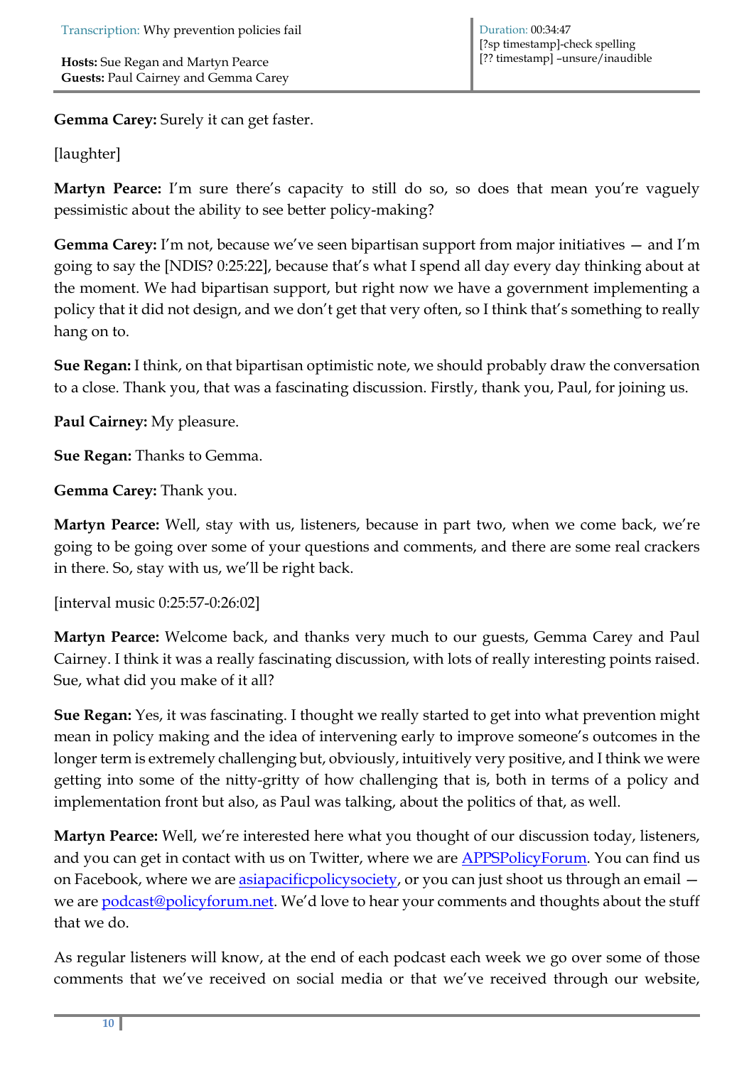**Gemma Carey:** Surely it can get faster.

[laughter]

**Martyn Pearce:** I'm sure there's capacity to still do so, so does that mean you're vaguely pessimistic about the ability to see better policy-making?

**Gemma Carey:** I'm not, because we've seen bipartisan support from major initiatives — and I'm going to say the [NDIS? 0:25:22], because that's what I spend all day every day thinking about at the moment. We had bipartisan support, but right now we have a government implementing a policy that it did not design, and we don't get that very often, so I think that's something to really hang on to.

**Sue Regan:** I think, on that bipartisan optimistic note, we should probably draw the conversation to a close. Thank you, that was a fascinating discussion. Firstly, thank you, Paul, for joining us.

**Paul Cairney:** My pleasure.

**Sue Regan:** Thanks to Gemma.

**Gemma Carey:** Thank you.

**Martyn Pearce:** Well, stay with us, listeners, because in part two, when we come back, we're going to be going over some of your questions and comments, and there are some real crackers in there. So, stay with us, we'll be right back.

[interval music 0:25:57-0:26:02]

**Martyn Pearce:** Welcome back, and thanks very much to our guests, Gemma Carey and Paul Cairney. I think it was a really fascinating discussion, with lots of really interesting points raised. Sue, what did you make of it all?

**Sue Regan:** Yes, it was fascinating. I thought we really started to get into what prevention might mean in policy making and the idea of intervening early to improve someone's outcomes in the longer term is extremely challenging but, obviously, intuitively very positive, and I think we were getting into some of the nitty-gritty of how challenging that is, both in terms of a policy and implementation front but also, as Paul was talking, about the politics of that, as well.

**Martyn Pearce:** Well, we're interested here what you thought of our discussion today, listeners, and you can get in contact with us on Twitter, where we are APPSPolicyForum. You can find us on Facebook, where we are asiapacificpolicysociety, or you can just shoot us through an email — we are podcast@policyforum.net. We'd love to hear your comments and thoughts about the stuff that we do.

As regular listeners will know, at the end of each podcast each week we go over some of those comments that we've received on social media or that we've received through our website,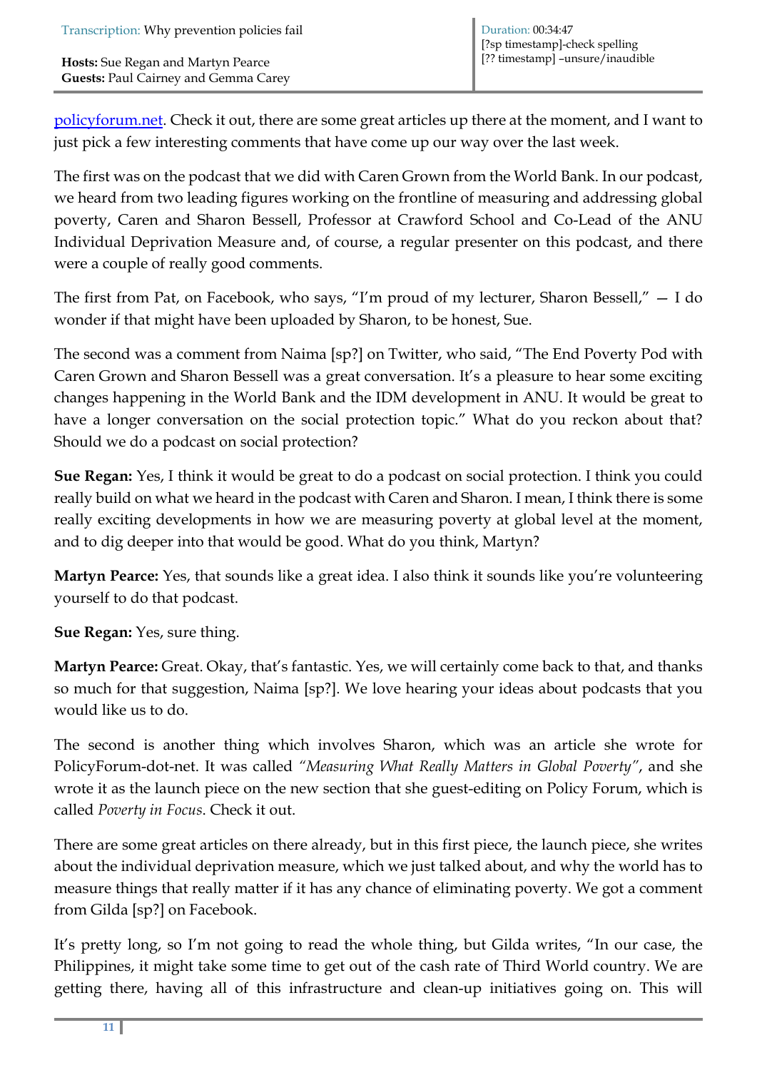policyforum.net. Check it out, there are some great articles up there at the moment, and I want to just pick a few interesting comments that have come up our way over the last week.

The first was on the podcast that we did with Caren Grown from the World Bank. In our podcast, we heard from two leading figures working on the frontline of measuring and addressing global poverty, Caren and Sharon Bessell, Professor at Crawford School and Co-Lead of the ANU Individual Deprivation Measure and, of course, a regular presenter on this podcast, and there were a couple of really good comments.

The first from Pat, on Facebook, who says, "I'm proud of my lecturer, Sharon Bessell," — I do wonder if that might have been uploaded by Sharon, to be honest, Sue.

The second was a comment from Naima [sp?] on Twitter, who said, "The End Poverty Pod with Caren Grown and Sharon Bessell was a great conversation. It's a pleasure to hear some exciting changes happening in the World Bank and the IDM development in ANU. It would be great to have a longer conversation on the social protection topic." What do you reckon about that? Should we do a podcast on social protection?

**Sue Regan:** Yes, I think it would be great to do a podcast on social protection. I think you could really build on what we heard in the podcast with Caren and Sharon. I mean, I think there is some really exciting developments in how we are measuring poverty at global level at the moment, and to dig deeper into that would be good. What do you think, Martyn?

**Martyn Pearce:** Yes, that sounds like a great idea. I also think it sounds like you're volunteering yourself to do that podcast.

**Sue Regan:** Yes, sure thing.

**Martyn Pearce:** Great. Okay, that's fantastic. Yes, we will certainly come back to that, and thanks so much for that suggestion, Naima [sp?]. We love hearing your ideas about podcasts that you would like us to do.

The second is another thing which involves Sharon, which was an article she wrote for PolicyForum-dot-net. It was called *"Measuring What Really Matters in Global Poverty"*, and she wrote it as the launch piece on the new section that she guest-editing on Policy Forum, which is called *Poverty in Focus*. Check it out.

There are some great articles on there already, but in this first piece, the launch piece, she writes about the individual deprivation measure, which we just talked about, and why the world has to measure things that really matter if it has any chance of eliminating poverty. We got a comment from Gilda [sp?] on Facebook.

It's pretty long, so I'm not going to read the whole thing, but Gilda writes, "In our case, the Philippines, it might take some time to get out of the cash rate of Third World country. We are getting there, having all of this infrastructure and clean-up initiatives going on. This will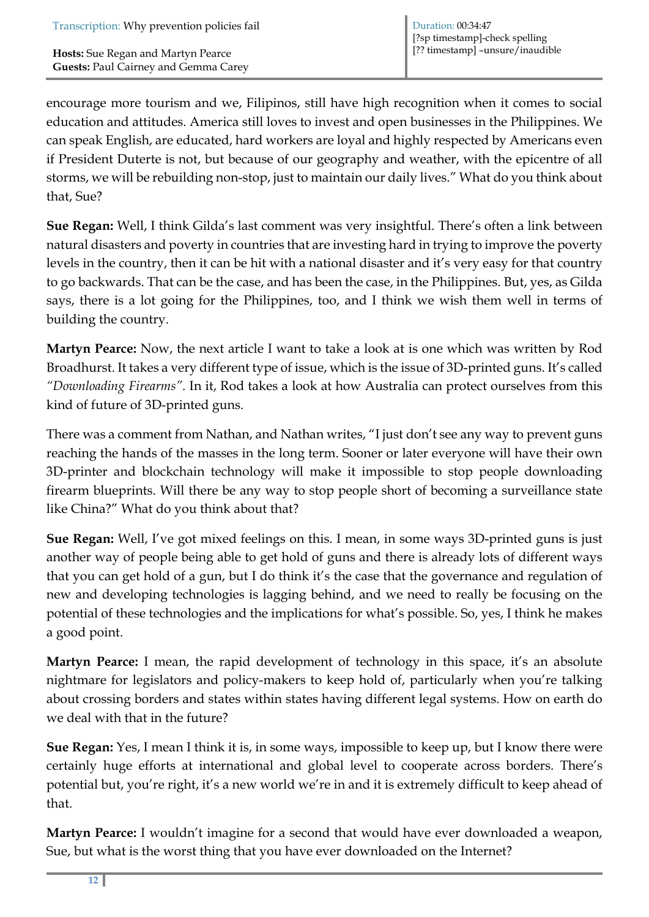encourage more tourism and we, Filipinos, still have high recognition when it comes to social education and attitudes. America still loves to invest and open businesses in the Philippines. We can speak English, are educated, hard workers are loyal and highly respected by Americans even if President Duterte is not, but because of our geography and weather, with the epicentre of all storms, we will be rebuilding non-stop, just to maintain our daily lives." What do you think about that, Sue?

**Sue Regan:** Well, I think Gilda's last comment was very insightful. There's often a link between natural disasters and poverty in countries that are investing hard in trying to improve the poverty levels in the country, then it can be hit with a national disaster and it's very easy for that country to go backwards. That can be the case, and has been the case, in the Philippines. But, yes, as Gilda says, there is a lot going for the Philippines, too, and I think we wish them well in terms of building the country.

**Martyn Pearce:** Now, the next article I want to take a look at is one which was written by Rod Broadhurst. It takes a very different type of issue, which is the issue of 3D-printed guns. It's called *"Downloading Firearms"*. In it, Rod takes a look at how Australia can protect ourselves from this kind of future of 3D-printed guns.

There was a comment from Nathan, and Nathan writes, "I just don't see any way to prevent guns reaching the hands of the masses in the long term. Sooner or later everyone will have their own 3D-printer and blockchain technology will make it impossible to stop people downloading firearm blueprints. Will there be any way to stop people short of becoming a surveillance state like China?" What do you think about that?

**Sue Regan:** Well, I've got mixed feelings on this. I mean, in some ways 3D-printed guns is just another way of people being able to get hold of guns and there is already lots of different ways that you can get hold of a gun, but I do think it's the case that the governance and regulation of new and developing technologies is lagging behind, and we need to really be focusing on the potential of these technologies and the implications for what's possible. So, yes, I think he makes a good point.

**Martyn Pearce:** I mean, the rapid development of technology in this space, it's an absolute nightmare for legislators and policy-makers to keep hold of, particularly when you're talking about crossing borders and states within states having different legal systems. How on earth do we deal with that in the future?

**Sue Regan:** Yes, I mean I think it is, in some ways, impossible to keep up, but I know there were certainly huge efforts at international and global level to cooperate across borders. There's potential but, you're right, it's a new world we're in and it is extremely difficult to keep ahead of that.

**Martyn Pearce:** I wouldn't imagine for a second that would have ever downloaded a weapon, Sue, but what is the worst thing that you have ever downloaded on the Internet?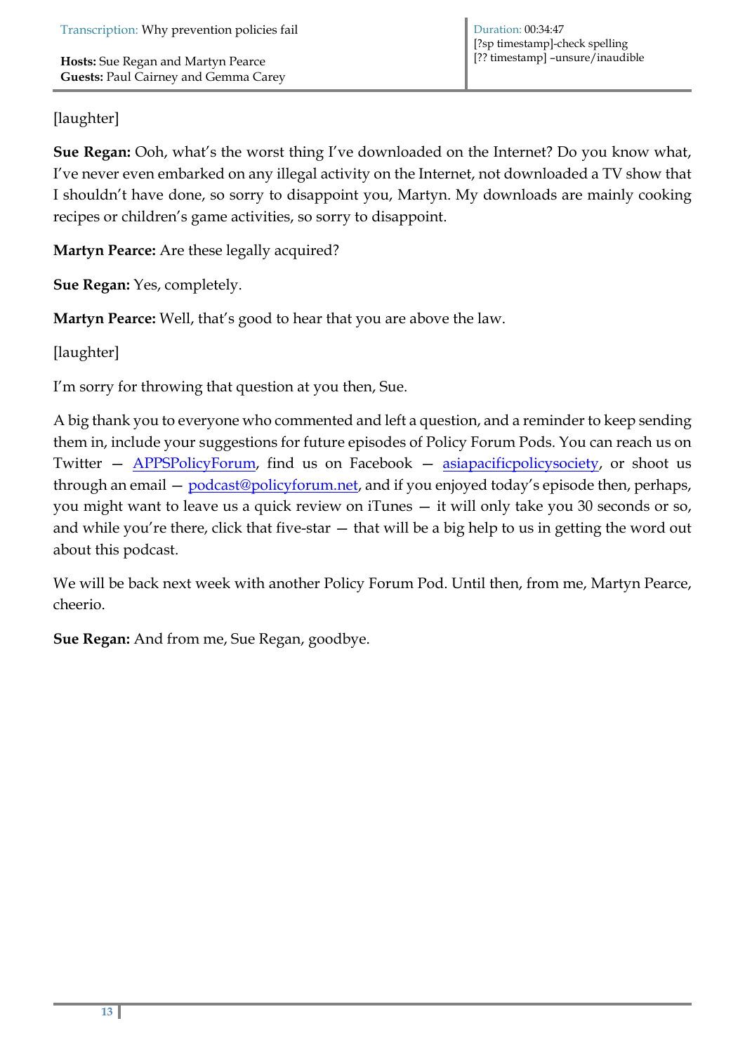[laughter]

**Sue Regan:** Ooh, what's the worst thing I've downloaded on the Internet? Do you know what, I've never even embarked on any illegal activity on the Internet, not downloaded a TV show that I shouldn't have done, so sorry to disappoint you, Martyn. My downloads are mainly cooking recipes or children's game activities, so sorry to disappoint.

**Martyn Pearce:** Are these legally acquired?

**Sue Regan:** Yes, completely.

**Martyn Pearce:** Well, that's good to hear that you are above the law.

[laughter]

I'm sorry for throwing that question at you then, Sue.

A big thank you to everyone who commented and left a question, and a reminder to keep sending them in, include your suggestions for future episodes of Policy Forum Pods. You can reach us on Twitter — APPSPolicyForum, find us on Facebook — asiapacificpolicysociety, or shoot us through an email — podcast@policyforum.net, and if you enjoyed today's episode then, perhaps, you might want to leave us a quick review on iTunes — it will only take you 30 seconds or so, and while you're there, click that five-star — that will be a big help to us in getting the word out about this podcast.

We will be back next week with another Policy Forum Pod. Until then, from me, Martyn Pearce, cheerio.

**Sue Regan:** And from me, Sue Regan, goodbye.